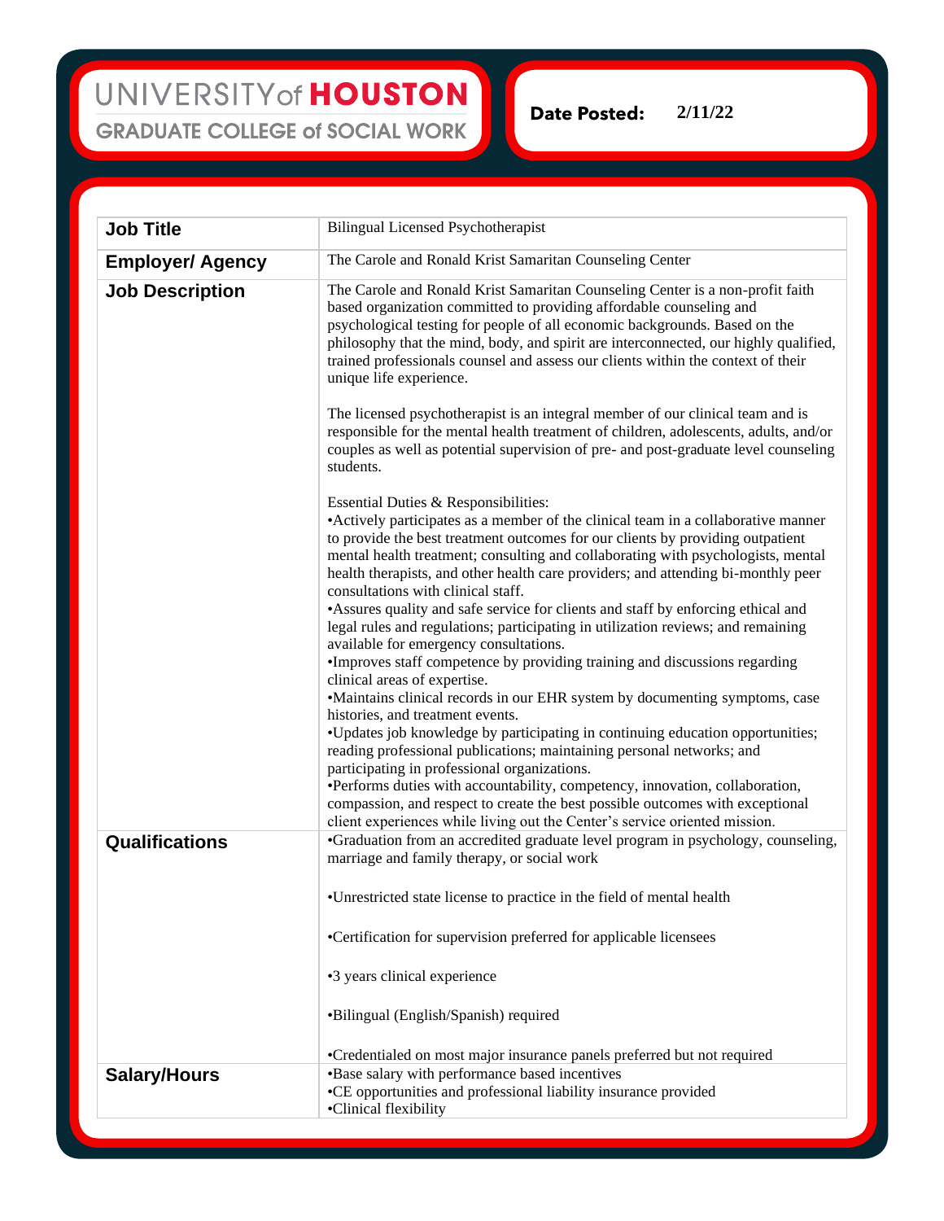UNIVERSITY of HOUSTON
GRADUATE COLLEGE of SOCIAL WORK

**Date Posted:** 2/11/22

| | |
|---|---|
| **Job Title** | Bilingual Licensed Psychotherapist |
| **Employer/ Agency** | The Carole and Ronald Krist Samaritan Counseling Center |
| **Job Description** | The Carole and Ronald Krist Samaritan Counseling Center is a non-profit faith based organization committed to providing affordable counseling and psychological testing for people of all economic backgrounds. Based on the philosophy that the mind, body, and spirit are interconnected, our highly qualified, trained professionals counsel and assess our clients within the context of their unique life experience.<br><br>The licensed psychotherapist is an integral member of our clinical team and is responsible for the mental health treatment of children, adolescents, adults, and/or couples as well as potential supervision of pre- and post-graduate level counseling students.<br><br>Essential Duties & Responsibilities:<br>•Actively participates as a member of the clinical team in a collaborative manner to provide the best treatment outcomes for our clients by providing outpatient mental health treatment; consulting and collaborating with psychologists, mental health therapists, and other health care providers; and attending bi-monthly peer consultations with clinical staff.<br>•Assures quality and safe service for clients and staff by enforcing ethical and legal rules and regulations; participating in utilization reviews; and remaining available for emergency consultations.<br>•Improves staff competence by providing training and discussions regarding clinical areas of expertise.<br>•Maintains clinical records in our EHR system by documenting symptoms, case histories, and treatment events.<br>•Updates job knowledge by participating in continuing education opportunities; reading professional publications; maintaining personal networks; and participating in professional organizations.<br>•Performs duties with accountability, competency, innovation, collaboration, compassion, and respect to create the best possible outcomes with exceptional client experiences while living out the Center's service oriented mission. |
| **Qualifications** | •Graduation from an accredited graduate level program in psychology, counseling, marriage and family therapy, or social work<br><br>•Unrestricted state license to practice in the field of mental health<br><br>•Certification for supervision preferred for applicable licensees<br><br>•3 years clinical experience<br><br>•Bilingual (English/Spanish) required<br><br>•Credentialed on most major insurance panels preferred but not required |
| **Salary/Hours** | •Base salary with performance based incentives<br>•CE opportunities and professional liability insurance provided<br>•Clinical flexibility |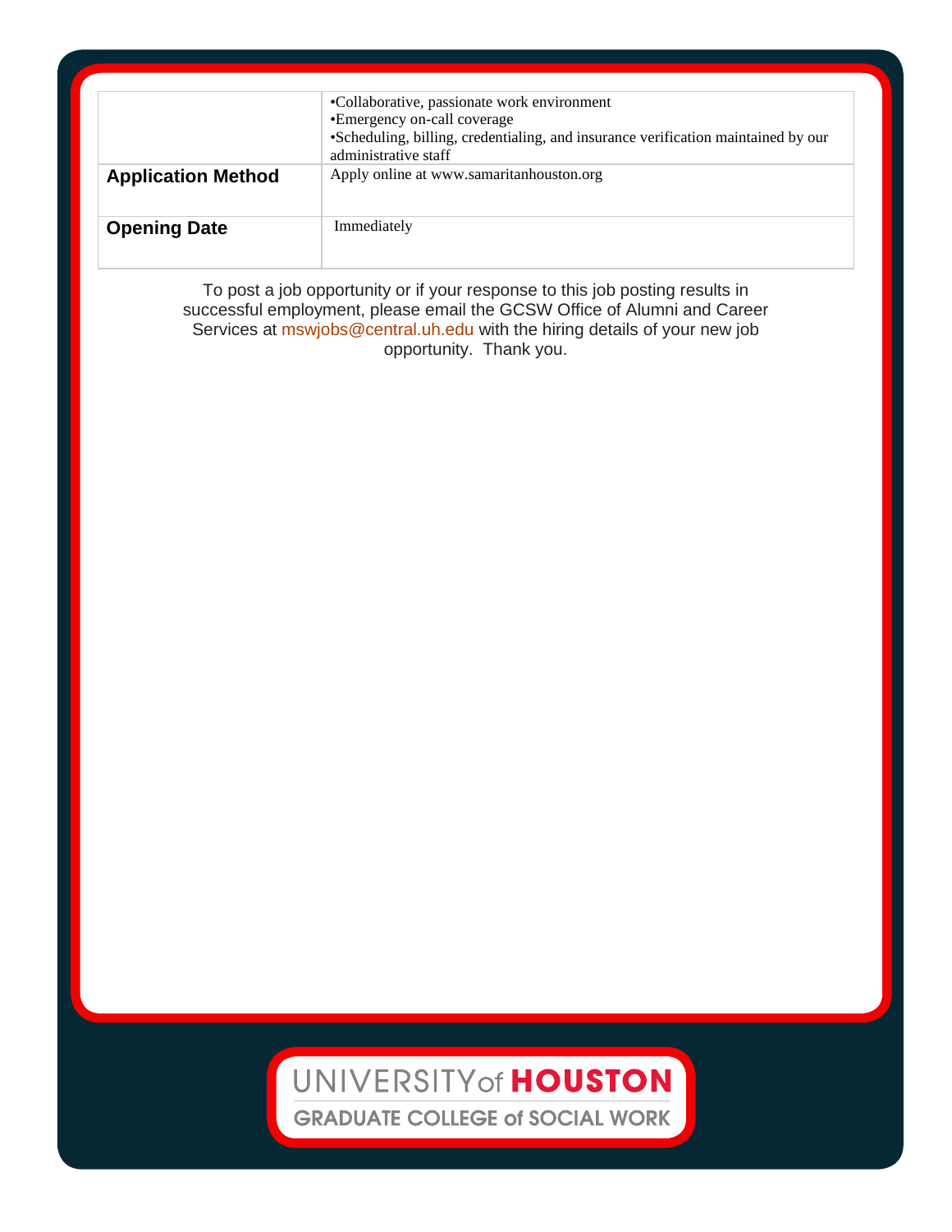| | |
|---|---|
| | •Collaborative, passionate work environment<br>•Emergency on-call coverage<br>•Scheduling, billing, credentialing, and insurance verification maintained by our administrative staff |
| **Application Method** | Apply online at www.samaritanhouston.org |
| **Opening Date** | Immediately |

To post a job opportunity or if your response to this job posting results in successful employment, please email the GCSW Office of Alumni and Career Services at mswjobs@central.uh.edu with the hiring details of your new job opportunity. Thank you.

UNIVERSITY of HOUSTON
GRADUATE COLLEGE of SOCIAL WORK